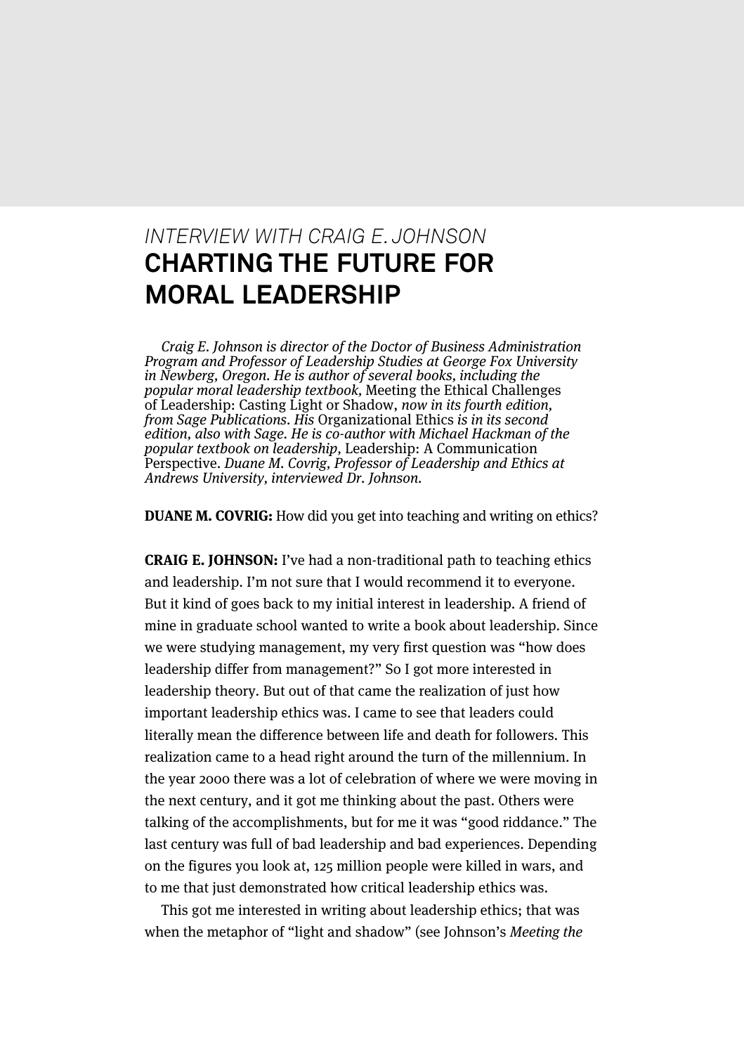*INTERVIEW WITH CRAIG E. JOHNSON*

# CHARTING THE FUTURE FOR MORAL LEADERSHIP

*Craig E. Johnson is director of the Doctor of Business Administration Program and Professor of Leadership Studies at George Fox University in Newberg, Oregon. He is author of several books, including the popular moral leadership textbook,* Meeting the Ethical Challenges of Leadership: Casting Light or Shadow, *now in its fourth edition, from Sage Publications. His* Organizational Ethics *is in its second edition, also with Sage. He is co-author with Michael Hackman of the popular textbook on leadership,* Leadership: A Communication Perspective. *Duane M. Covrig, Professor of Leadership and Ethics at Andrews University, interviewed Dr. Johnson.*

**DUANE M. COVRIG:** How did you get into teaching and writing on ethics?

**CRAIG E. JOHNSON:** I've had a non-traditional path to teaching ethics and leadership. I'm not sure that I would recommend it to everyone. But it kind of goes back to my initial interest in leadership. A friend of mine in graduate school wanted to write a book about leadership. Since we were studying management, my very first question was "how does leadership differ from management?" So I got more interested in leadership theory. But out of that came the realization of just how important leadership ethics was. I came to see that leaders could literally mean the difference between life and death for followers. This realization came to a head right around the turn of the millennium. In the year 2000 there was a lot of celebration of where we were moving in the next century, and it got me thinking about the past. Others were talking of the accomplishments, but for me it was "good riddance." The last century was full of bad leadership and bad experiences. Depending on the figures you look at, 125 million people were killed in wars, and to me that just demonstrated how critical leadership ethics was.

This got me interested in writing about leadership ethics; that was when the metaphor of "light and shadow" (see Johnson's *Meeting the*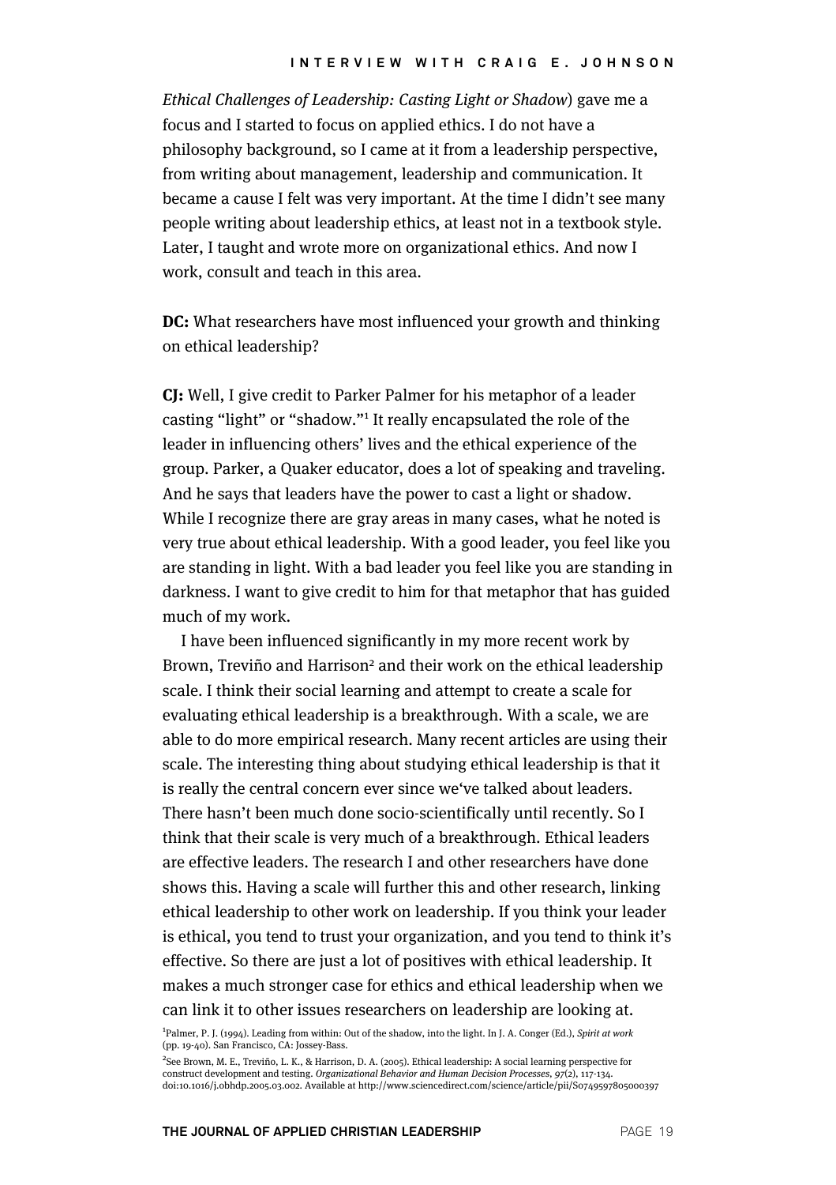*Ethical Challenges of Leadership: Casting Light or Shadow*) gave me a focus and I started to focus on applied ethics. I do not have a philosophy background, so I came at it from a leadership perspective, from writing about management, leadership and communication. It became a cause I felt was very important. At the time I didn't see many people writing about leadership ethics, at least not in a textbook style. Later, I taught and wrote more on organizational ethics. And now I work, consult and teach in this area.

**DC:** What researchers have most influenced your growth and thinking on ethical leadership?

**CJ:** Well, I give credit to Parker Palmer for his metaphor of a leader casting "light" or "shadow."[1] It really encapsulated the role of the leader in influencing others' lives and the ethical experience of the group. Parker, a Quaker educator, does a lot of speaking and traveling. And he says that leaders have the power to cast a light or shadow. While I recognize there are gray areas in many cases, what he noted is very true about ethical leadership. With a good leader, you feel like you are standing in light. With a bad leader you feel like you are standing in darkness. I want to give credit to him for that metaphor that has guided much of my work.

I have been influenced significantly in my more recent work by Brown, Treviño and Harrison[2] and their work on the ethical leadership scale. I think their social learning and attempt to create a scale for evaluating ethical leadership is a breakthrough. With a scale, we are able to do more empirical research. Many recent articles are using their scale. The interesting thing about studying ethical leadership is that it is really the central concern ever since we've talked about leaders. There hasn't been much done socio-scientifically until recently. So I think that their scale is very much of a breakthrough. Ethical leaders are effective leaders. The research I and other researchers have done shows this. Having a scale will further this and other research, linking ethical leadership to other work on leadership. If you think your leader is ethical, you tend to trust your organization, and you tend to think it's effective. So there are just a lot of positives with ethical leadership. It makes a much stronger case for ethics and ethical leadership when we can link it to other issues researchers on leadership are looking at.

[1] Palmer, P. J. (1994). Leading from within: Out of the shadow, into the light. In J. A. Conger (Ed.), *Spirit at work* (pp. 19-40). San Francisco, CA: Jossey-Bass.

[2] See Brown, M. E., Treviño, L. K., & Harrison, D. A. (2005). Ethical leadership: A social learning perspective for construct development and testing. *Organizational Behavior and Human Decision Processes, 97*(2), 117-134. doi:10.1016/j.obhdp.2005.03.002. Available at http://www.sciencedirect.com/science/article/pii/S0749597805000397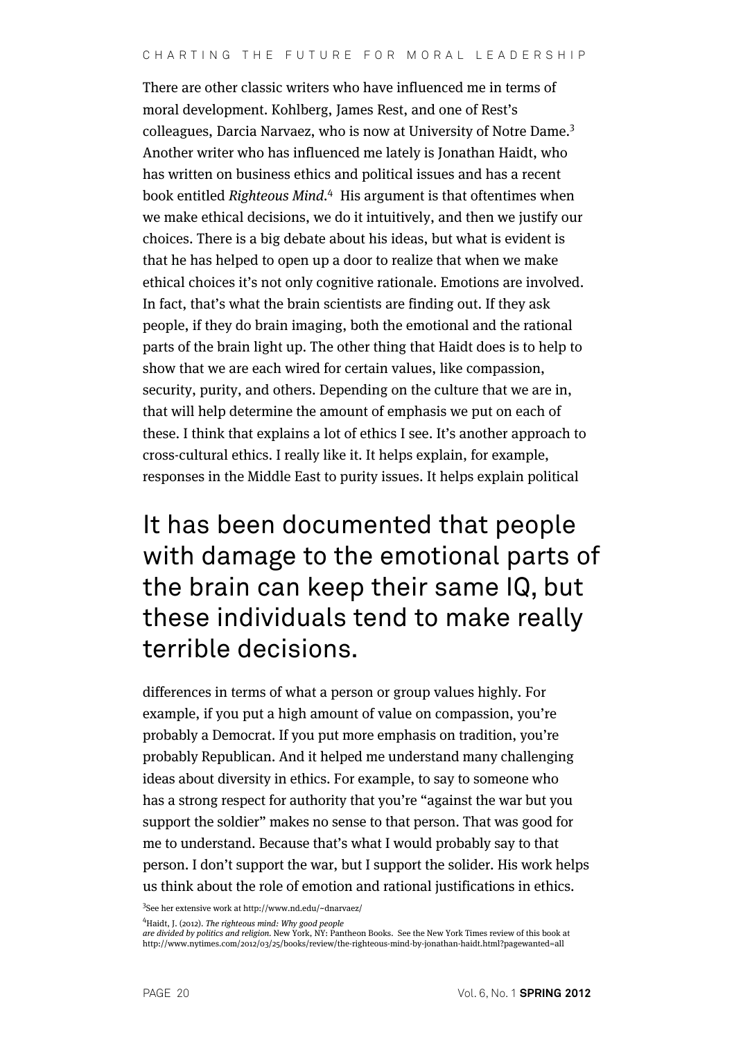There are other classic writers who have influenced me in terms of moral development. Kohlberg, James Rest, and one of Rest's colleagues, Darcia Narvaez, who is now at University of Notre Dame.[3] Another writer who has influenced me lately is Jonathan Haidt, who has written on business ethics and political issues and has a recent book entitled *Righteous Mind*.[4] His argument is that oftentimes when we make ethical decisions, we do it intuitively, and then we justify our choices. There is a big debate about his ideas, but what is evident is that he has helped to open up a door to realize that when we make ethical choices it's not only cognitive rationale. Emotions are involved. In fact, that's what the brain scientists are finding out. If they ask people, if they do brain imaging, both the emotional and the rational parts of the brain light up. The other thing that Haidt does is to help to show that we are each wired for certain values, like compassion, security, purity, and others. Depending on the culture that we are in, that will help determine the amount of emphasis we put on each of these. I think that explains a lot of ethics I see. It's another approach to cross-cultural ethics. I really like it. It helps explain, for example, responses in the Middle East to purity issues. It helps explain political differences in terms of what a person or group values highly. For example, if you put a high amount of value on compassion, you're probably a Democrat. If you put more emphasis on tradition, you're probably Republican. And it helped me understand many challenging ideas about diversity in ethics. For example, to say to someone who has a strong respect for authority that you're "against the war but you support the soldier" makes no sense to that person. That was good for me to understand. Because that's what I would probably say to that person. I don't support the war, but I support the solider. His work helps us think about the role of emotion and rational justifications in ethics.

## It has been documented that people with damage to the emotional parts of the brain can keep their same IQ, but these individuals tend to make really terrible decisions.

[3]See her extensive work at http://www.nd.edu/~dnarvaez/

[4]Haidt, J. (2012). *The righteous mind: Why good people are divided by politics and religion.* New York, NY: Pantheon Books. See the New York Times review of this book at http://www.nytimes.com/2012/03/25/books/review/the-righteous-mind-by-jonathan-haidt.html?pagewanted=all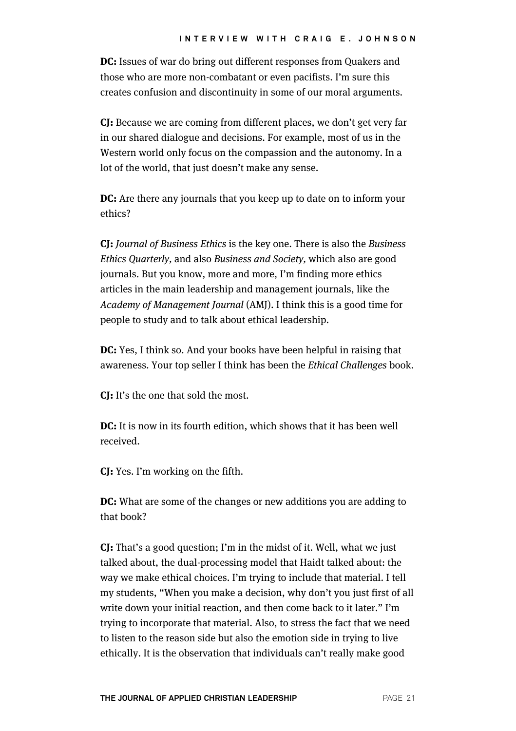**DC:** Issues of war do bring out different responses from Quakers and those who are more non-combatant or even pacifists. I'm sure this creates confusion and discontinuity in some of our moral arguments.

**CJ:** Because we are coming from different places, we don't get very far in our shared dialogue and decisions. For example, most of us in the Western world only focus on the compassion and the autonomy. In a lot of the world, that just doesn't make any sense.

**DC:** Are there any journals that you keep up to date on to inform your ethics?

**CJ:** *Journal of Business Ethics* is the key one. There is also the *Business Ethics Quarterly*, and also *Business and Society,* which also are good journals. But you know, more and more, I'm finding more ethics articles in the main leadership and management journals, like the *Academy of Management Journal* (AMJ). I think this is a good time for people to study and to talk about ethical leadership.

**DC:** Yes, I think so. And your books have been helpful in raising that awareness. Your top seller I think has been the *Ethical Challenges* book.

**CJ:** It's the one that sold the most.

**DC:** It is now in its fourth edition, which shows that it has been well received.

**CJ:** Yes. I'm working on the fifth.

**DC:** What are some of the changes or new additions you are adding to that book?

**CJ:** That's a good question; I'm in the midst of it. Well, what we just talked about, the dual-processing model that Haidt talked about: the way we make ethical choices. I'm trying to include that material. I tell my students, "When you make a decision, why don't you just first of all write down your initial reaction, and then come back to it later." I'm trying to incorporate that material. Also, to stress the fact that we need to listen to the reason side but also the emotion side in trying to live ethically. It is the observation that individuals can't really make good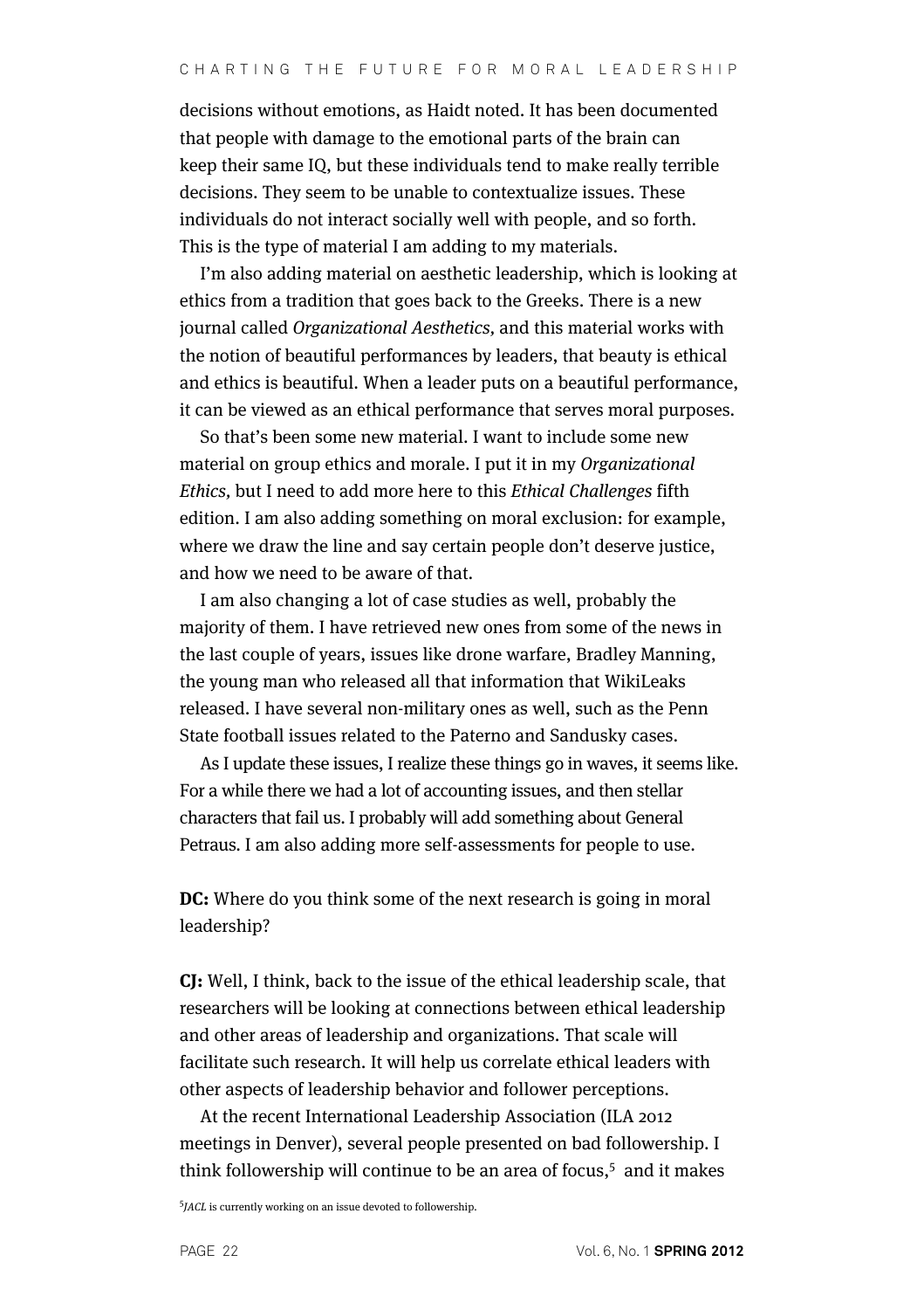decisions without emotions, as Haidt noted. It has been documented that people with damage to the emotional parts of the brain can keep their same IQ, but these individuals tend to make really terrible decisions. They seem to be unable to contextualize issues. These individuals do not interact socially well with people, and so forth. This is the type of material I am adding to my materials.

I'm also adding material on aesthetic leadership, which is looking at ethics from a tradition that goes back to the Greeks. There is a new journal called *Organizational Aesthetics,* and this material works with the notion of beautiful performances by leaders, that beauty is ethical and ethics is beautiful. When a leader puts on a beautiful performance, it can be viewed as an ethical performance that serves moral purposes.

So that's been some new material. I want to include some new material on group ethics and morale. I put it in my *Organizational Ethics,* but I need to add more here to this *Ethical Challenges* fifth edition. I am also adding something on moral exclusion: for example, where we draw the line and say certain people don't deserve justice, and how we need to be aware of that.

I am also changing a lot of case studies as well, probably the majority of them. I have retrieved new ones from some of the news in the last couple of years, issues like drone warfare, Bradley Manning, the young man who released all that information that WikiLeaks released. I have several non-military ones as well, such as the Penn State football issues related to the Paterno and Sandusky cases.

As I update these issues, I realize these things go in waves, it seems like. For a while there we had a lot of accounting issues, and then stellar characters that fail us. I probably will add something about General Petraus. I am also adding more self-assessments for people to use.

**DC:** Where do you think some of the next research is going in moral leadership?

**CJ:** Well, I think, back to the issue of the ethical leadership scale, that researchers will be looking at connections between ethical leadership and other areas of leadership and organizations. That scale will facilitate such research. It will help us correlate ethical leaders with other aspects of leadership behavior and follower perceptions.

At the recent International Leadership Association (ILA 2012 meetings in Denver), several people presented on bad followership. I think followership will continue to be an area of focus,[5] and it makes

[5] *JACL* is currently working on an issue devoted to followership.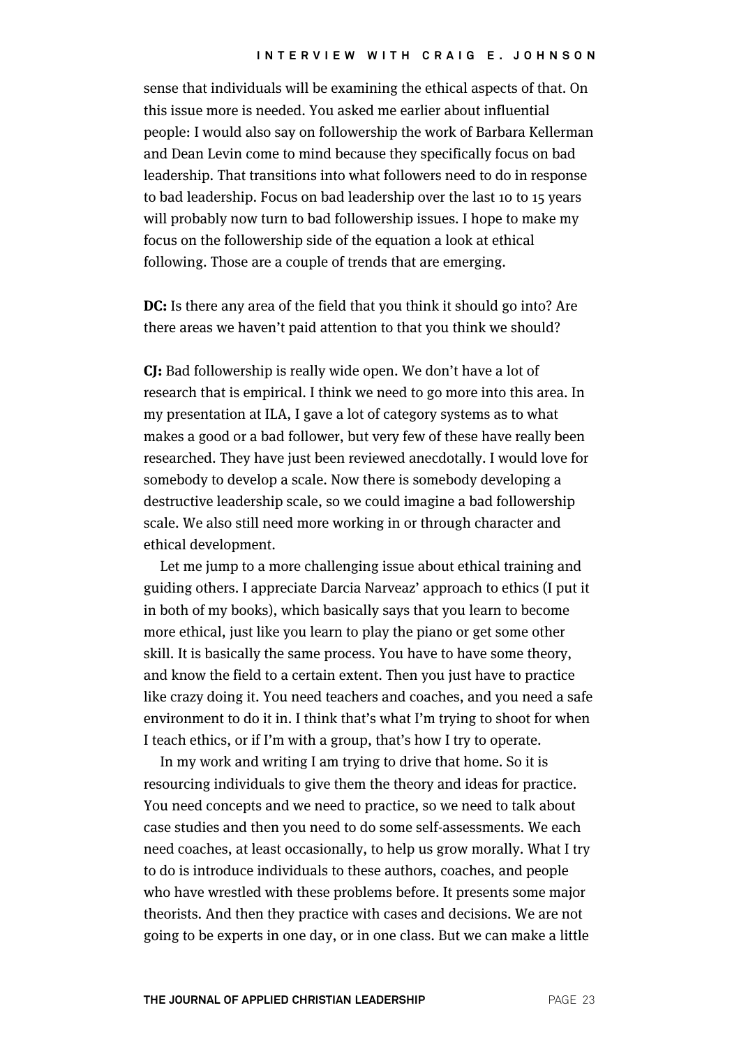sense that individuals will be examining the ethical aspects of that. On this issue more is needed. You asked me earlier about influential people: I would also say on followership the work of Barbara Kellerman and Dean Levin come to mind because they specifically focus on bad leadership. That transitions into what followers need to do in response to bad leadership. Focus on bad leadership over the last 10 to 15 years will probably now turn to bad followership issues. I hope to make my focus on the followership side of the equation a look at ethical following. Those are a couple of trends that are emerging.

**DC:** Is there any area of the field that you think it should go into? Are there areas we haven't paid attention to that you think we should?

**CJ:** Bad followership is really wide open. We don't have a lot of research that is empirical. I think we need to go more into this area. In my presentation at ILA, I gave a lot of category systems as to what makes a good or a bad follower, but very few of these have really been researched. They have just been reviewed anecdotally. I would love for somebody to develop a scale. Now there is somebody developing a destructive leadership scale, so we could imagine a bad followership scale. We also still need more working in or through character and ethical development.

Let me jump to a more challenging issue about ethical training and guiding others. I appreciate Darcia Narveaz' approach to ethics (I put it in both of my books), which basically says that you learn to become more ethical, just like you learn to play the piano or get some other skill. It is basically the same process. You have to have some theory, and know the field to a certain extent. Then you just have to practice like crazy doing it. You need teachers and coaches, and you need a safe environment to do it in. I think that's what I'm trying to shoot for when I teach ethics, or if I'm with a group, that's how I try to operate.

In my work and writing I am trying to drive that home. So it is resourcing individuals to give them the theory and ideas for practice. You need concepts and we need to practice, so we need to talk about case studies and then you need to do some self-assessments. We each need coaches, at least occasionally, to help us grow morally. What I try to do is introduce individuals to these authors, coaches, and people who have wrestled with these problems before. It presents some major theorists. And then they practice with cases and decisions. We are not going to be experts in one day, or in one class. But we can make a little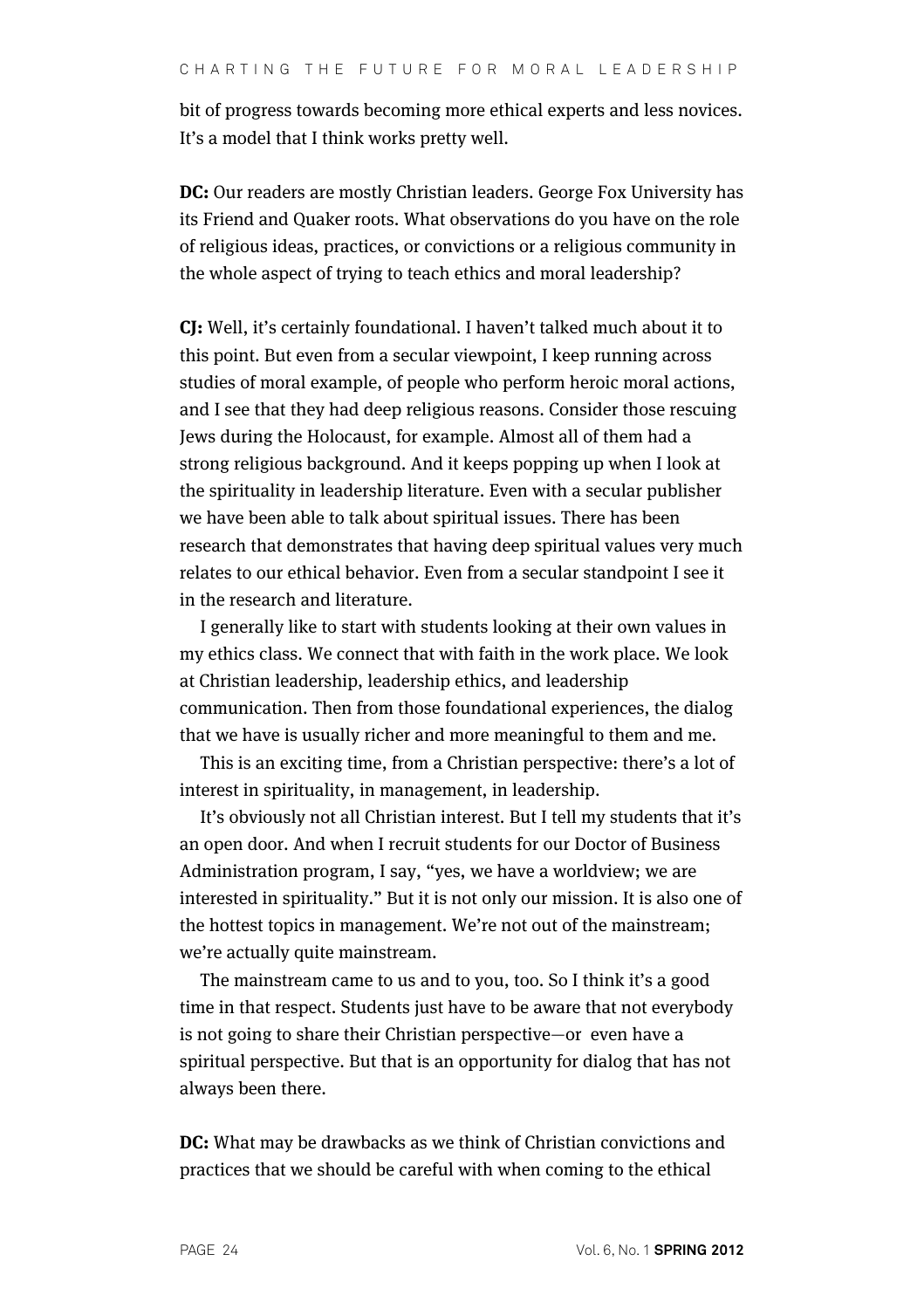bit of progress towards becoming more ethical experts and less novices. It's a model that I think works pretty well.

**DC:** Our readers are mostly Christian leaders. George Fox University has its Friend and Quaker roots. What observations do you have on the role of religious ideas, practices, or convictions or a religious community in the whole aspect of trying to teach ethics and moral leadership?

**CJ:** Well, it's certainly foundational. I haven't talked much about it to this point. But even from a secular viewpoint, I keep running across studies of moral example, of people who perform heroic moral actions, and I see that they had deep religious reasons. Consider those rescuing Jews during the Holocaust, for example. Almost all of them had a strong religious background. And it keeps popping up when I look at the spirituality in leadership literature. Even with a secular publisher we have been able to talk about spiritual issues. There has been research that demonstrates that having deep spiritual values very much relates to our ethical behavior. Even from a secular standpoint I see it in the research and literature.

I generally like to start with students looking at their own values in my ethics class. We connect that with faith in the work place. We look at Christian leadership, leadership ethics, and leadership communication. Then from those foundational experiences, the dialog that we have is usually richer and more meaningful to them and me.

This is an exciting time, from a Christian perspective: there's a lot of interest in spirituality, in management, in leadership.

It's obviously not all Christian interest. But I tell my students that it's an open door. And when I recruit students for our Doctor of Business Administration program, I say, "yes, we have a worldview; we are interested in spirituality." But it is not only our mission. It is also one of the hottest topics in management. We're not out of the mainstream; we're actually quite mainstream.

The mainstream came to us and to you, too. So I think it's a good time in that respect. Students just have to be aware that not everybody is not going to share their Christian perspective—or even have a spiritual perspective. But that is an opportunity for dialog that has not always been there.

**DC:** What may be drawbacks as we think of Christian convictions and practices that we should be careful with when coming to the ethical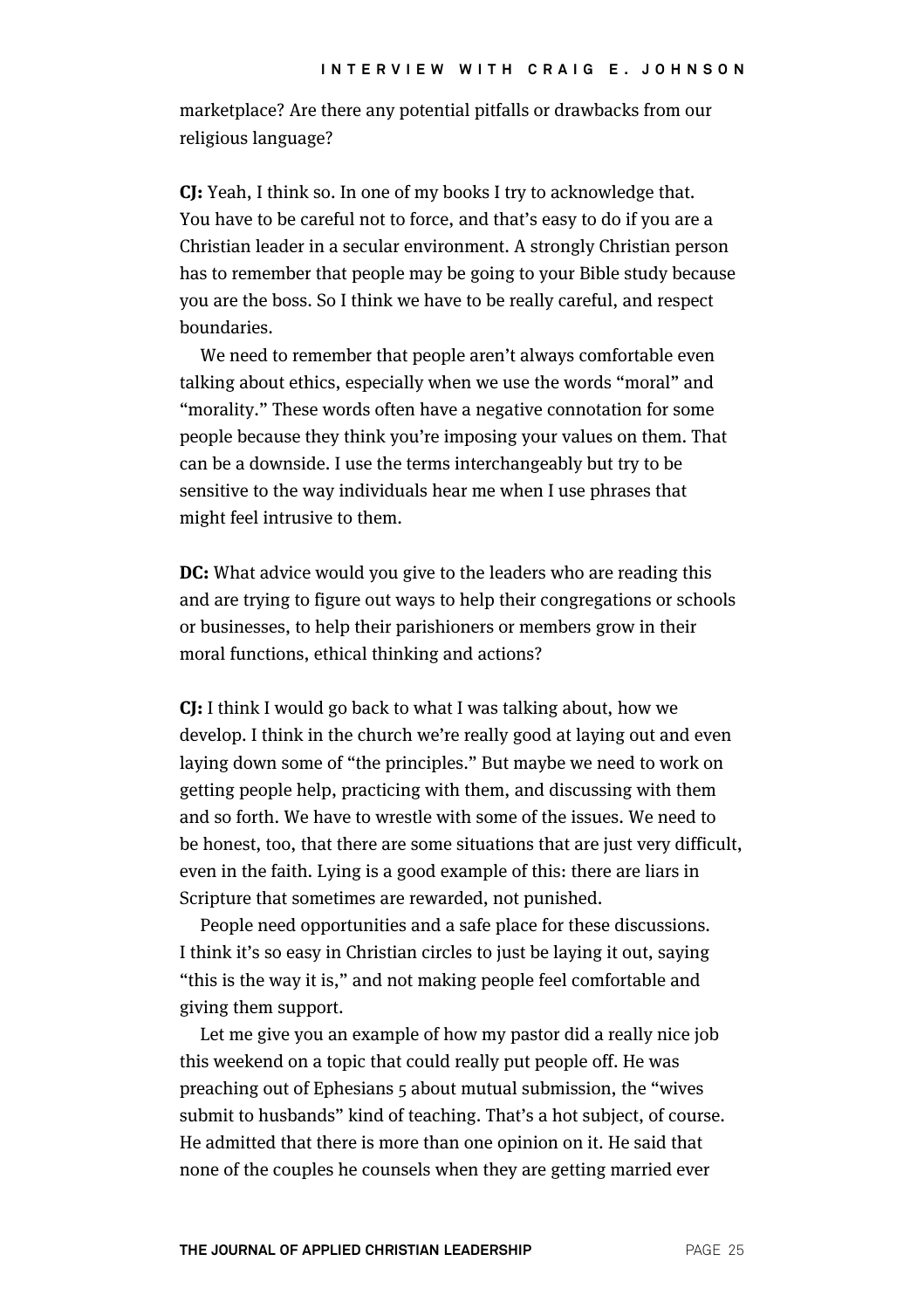marketplace? Are there any potential pitfalls or drawbacks from our religious language?

**CJ:** Yeah, I think so. In one of my books I try to acknowledge that. You have to be careful not to force, and that's easy to do if you are a Christian leader in a secular environment. A strongly Christian person has to remember that people may be going to your Bible study because you are the boss. So I think we have to be really careful, and respect boundaries.

We need to remember that people aren't always comfortable even talking about ethics, especially when we use the words "moral" and "morality." These words often have a negative connotation for some people because they think you're imposing your values on them. That can be a downside. I use the terms interchangeably but try to be sensitive to the way individuals hear me when I use phrases that might feel intrusive to them.

**DC:** What advice would you give to the leaders who are reading this and are trying to figure out ways to help their congregations or schools or businesses, to help their parishioners or members grow in their moral functions, ethical thinking and actions?

**CJ:** I think I would go back to what I was talking about, how we develop. I think in the church we're really good at laying out and even laying down some of "the principles." But maybe we need to work on getting people help, practicing with them, and discussing with them and so forth. We have to wrestle with some of the issues. We need to be honest, too, that there are some situations that are just very difficult, even in the faith. Lying is a good example of this: there are liars in Scripture that sometimes are rewarded, not punished.

People need opportunities and a safe place for these discussions. I think it's so easy in Christian circles to just be laying it out, saying "this is the way it is," and not making people feel comfortable and giving them support.

Let me give you an example of how my pastor did a really nice job this weekend on a topic that could really put people off. He was preaching out of Ephesians 5 about mutual submission, the "wives submit to husbands" kind of teaching. That's a hot subject, of course. He admitted that there is more than one opinion on it. He said that none of the couples he counsels when they are getting married ever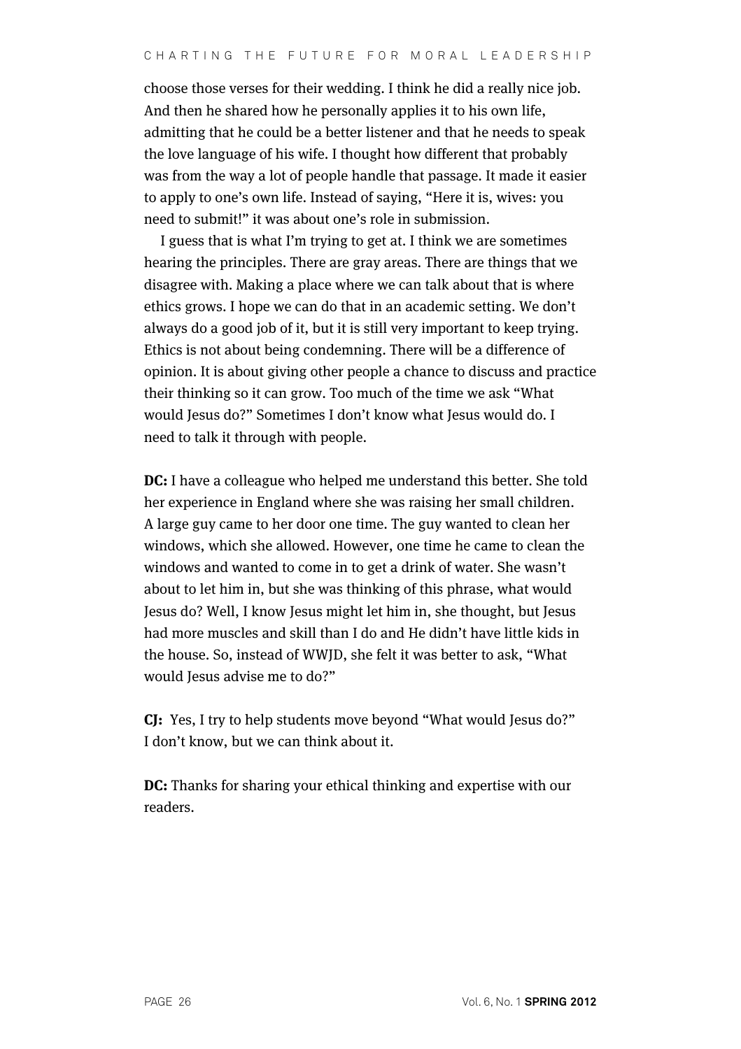choose those verses for their wedding. I think he did a really nice job. And then he shared how he personally applies it to his own life, admitting that he could be a better listener and that he needs to speak the love language of his wife. I thought how different that probably was from the way a lot of people handle that passage. It made it easier to apply to one's own life. Instead of saying, "Here it is, wives: you need to submit!" it was about one's role in submission.

I guess that is what I'm trying to get at. I think we are sometimes hearing the principles. There are gray areas. There are things that we disagree with. Making a place where we can talk about that is where ethics grows. I hope we can do that in an academic setting. We don't always do a good job of it, but it is still very important to keep trying. Ethics is not about being condemning. There will be a difference of opinion. It is about giving other people a chance to discuss and practice their thinking so it can grow. Too much of the time we ask "What would Jesus do?" Sometimes I don't know what Jesus would do. I need to talk it through with people.

**DC:** I have a colleague who helped me understand this better. She told her experience in England where she was raising her small children. A large guy came to her door one time. The guy wanted to clean her windows, which she allowed. However, one time he came to clean the windows and wanted to come in to get a drink of water. She wasn't about to let him in, but she was thinking of this phrase, what would Jesus do? Well, I know Jesus might let him in, she thought, but Jesus had more muscles and skill than I do and He didn't have little kids in the house. So, instead of WWJD, she felt it was better to ask, "What would Jesus advise me to do?"

**CJ:** Yes, I try to help students move beyond "What would Jesus do?" I don't know, but we can think about it.

**DC:** Thanks for sharing your ethical thinking and expertise with our readers.